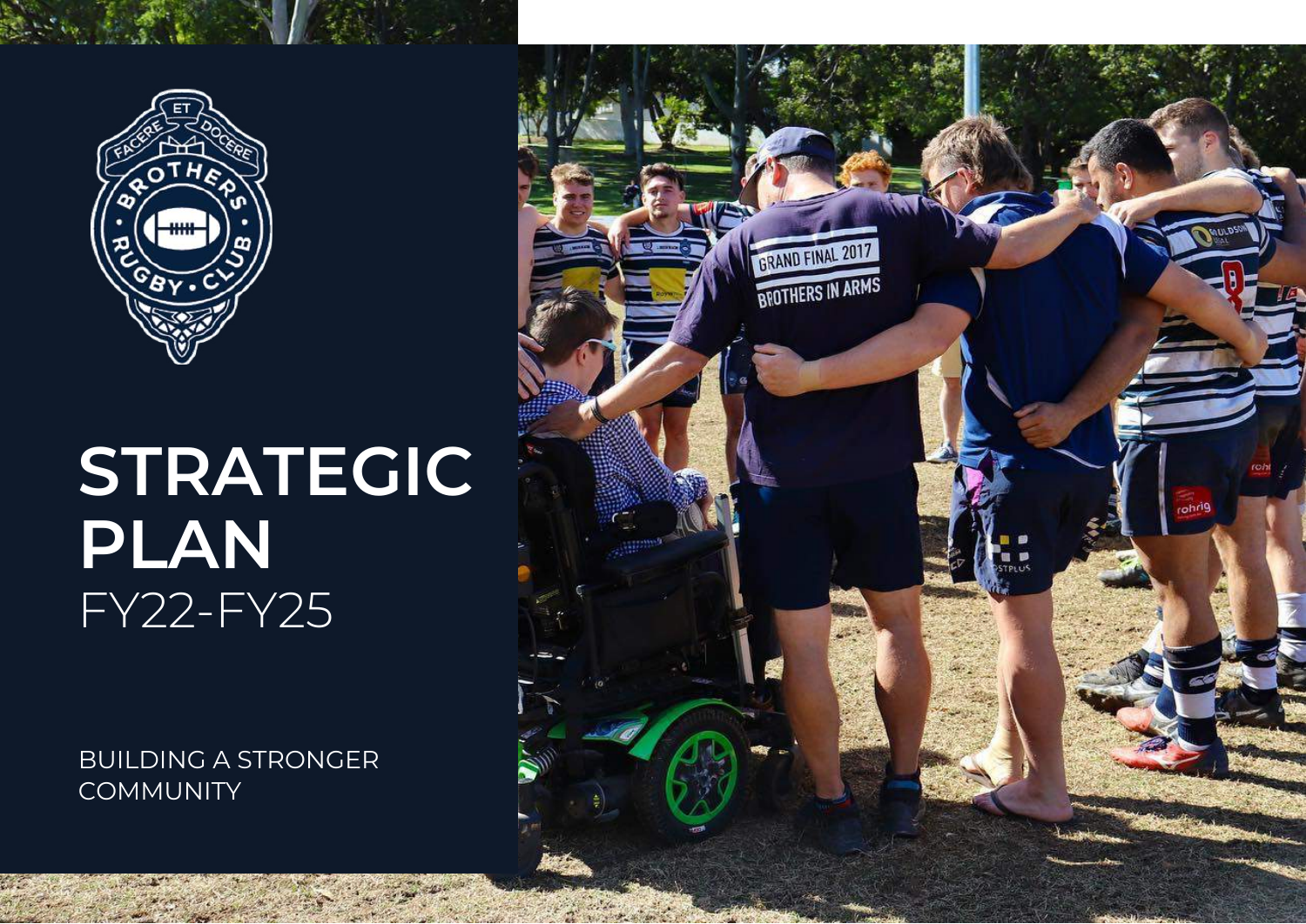# STRATEGIC PLAN

FY22-FY25

BUILDING A STRONGER COMMUNITY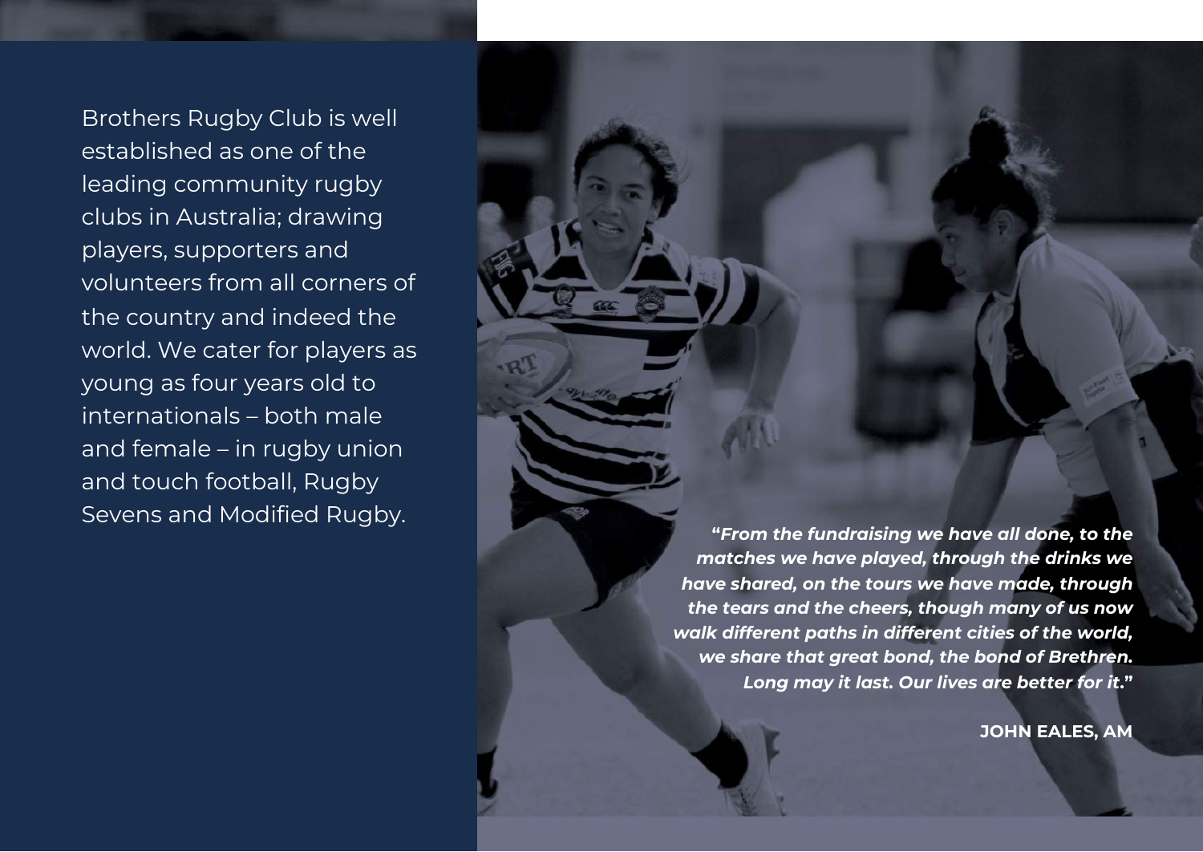Brothers Rugby Club is well established as one of the leading community rugby clubs in Australia; drawing players, supporters and volunteers from all corners of the country and indeed the world. We cater for players as young as four years old to internationals – both male and female – in rugby union and touch football, Rugby Sevens and Modified Rugby.

***"From the fundraising we have all done, to the matches we have played, through the drinks we have shared, on the tours we have made, through the tears and the cheers, though many of us now walk different paths in different cities of the world, we share that great bond, the bond of Brethren. Long may it last. Our lives are better for it."***

**JOHN EALES, AM**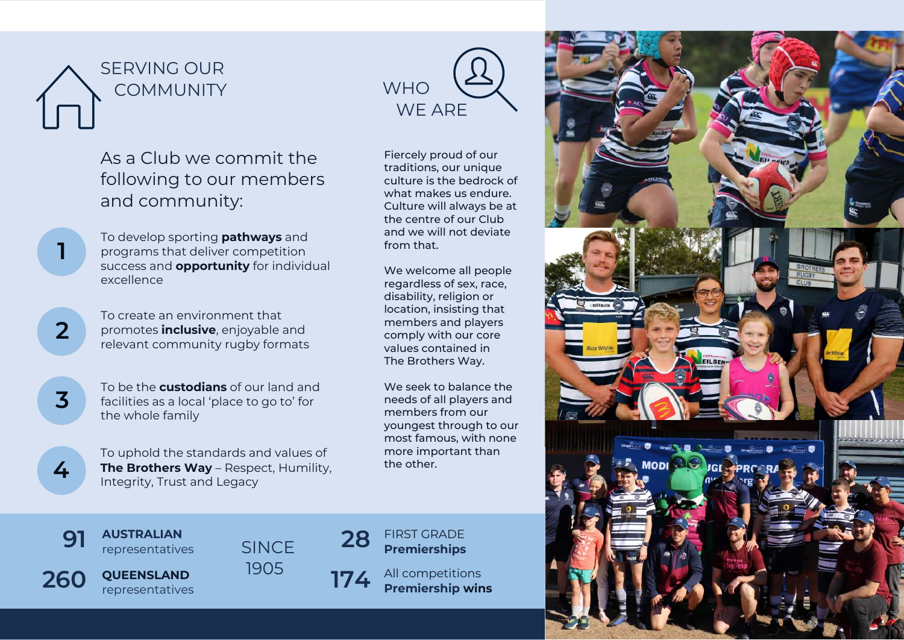## SERVING OUR COMMUNITY

As a Club we commit the following to our members and community:

1. To develop sporting **pathways** and programs that deliver competition success and **opportunity** for individual excellence
2. To create an environment that promotes **inclusive**, enjoyable and relevant community rugby formats
3. To be the **custodians** of our land and facilities as a local 'place to go to' for the whole family
4. To uphold the standards and values of **The Brothers Way** – Respect, Humility, Integrity, Trust and Legacy

## WHO WE ARE

Fiercely proud of our traditions, our unique culture is the bedrock of what makes us endure. Culture will always be at the centre of our Club and we will not deviate from that.

We welcome all people regardless of sex, race, disability, religion or location, insisting that members and players comply with our core values contained in The Brothers Way.

We seek to balance the needs of all players and members from our youngest through to our most famous, with none more important than the other.

**91** **AUSTRALIAN** representatives

**260** **QUEENSLAND** representatives

SINCE 1905

**28** FIRST GRADE **Premierships**

**174** All competitions **Premiership wins**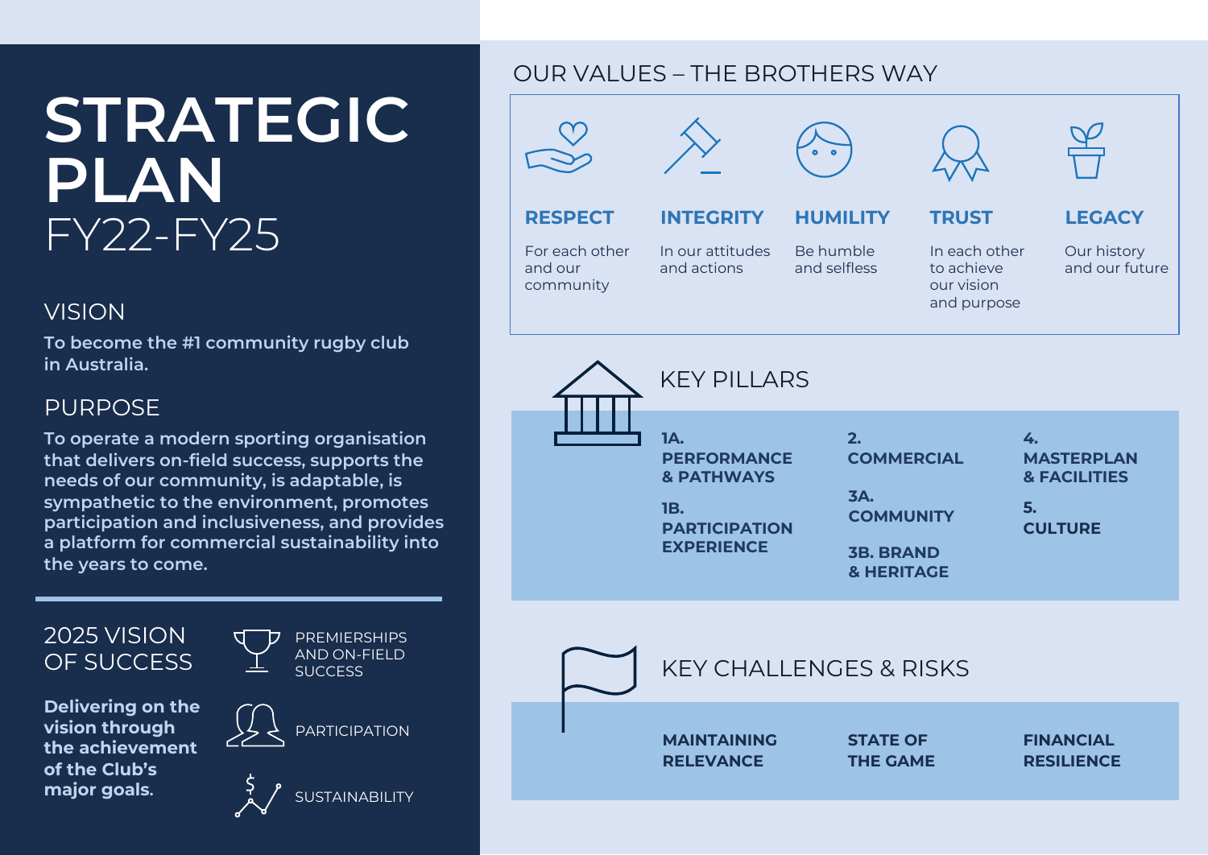# STRATEGIC PLAN

FY22-FY25

## VISION

**To become the #1 community rugby club in Australia.**

## PURPOSE

**To operate a modern sporting organisation that delivers on-field success, supports the needs of our community, is adaptable, is sympathetic to the environment, promotes participation and inclusiveness, and provides a platform for commercial sustainability into the years to come.**

## 2025 VISION OF SUCCESS

**Delivering on the vision through the achievement of the Club's major goals.**

- PREMIERSHIPS AND ON-FIELD SUCCESS
- PARTICIPATION
- SUSTAINABILITY

## OUR VALUES – THE BROTHERS WAY

**RESPECT**
For each other and our community

**INTEGRITY**
In our attitudes and actions

**HUMILITY**
Be humble and selfless

**TRUST**
In each other to achieve our vision and purpose

**LEGACY**
Our history and our future

## KEY PILLARS

- **1A. PERFORMANCE & PATHWAYS**
- **1B. PARTICIPATION EXPERIENCE**
- **2. COMMERCIAL**
- **3A. COMMUNITY**
- **3B. BRAND & HERITAGE**
- **4. MASTERPLAN & FACILITIES**
- **5. CULTURE**

## KEY CHALLENGES & RISKS

- **MAINTAINING RELEVANCE**
- **STATE OF THE GAME**
- **FINANCIAL RESILIENCE**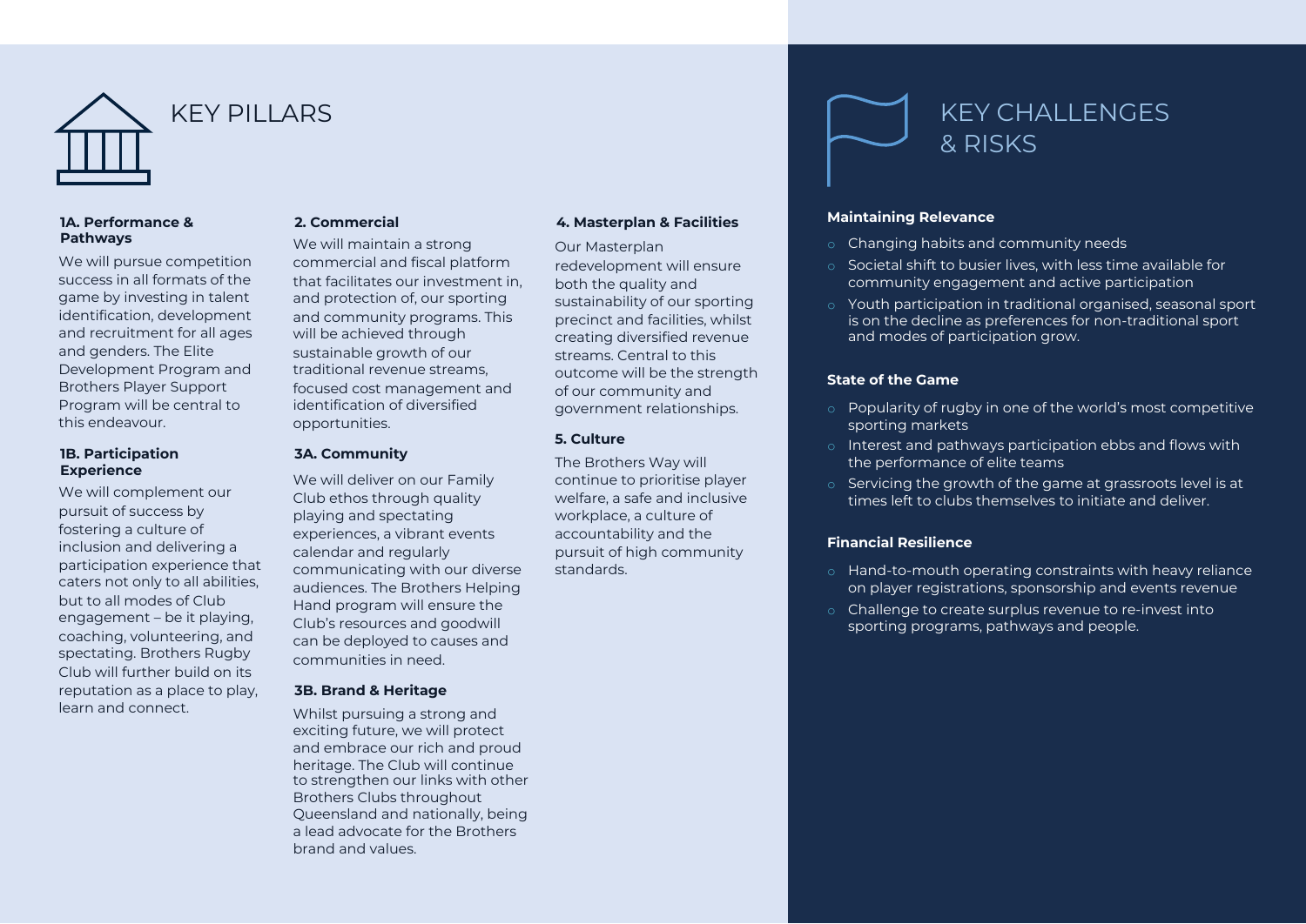# KEY PILLARS

### 1A. Performance & Pathways

We will pursue competition success in all formats of the game by investing in talent identification, development and recruitment for all ages and genders. The Elite Development Program and Brothers Player Support Program will be central to this endeavour.

### 1B. Participation Experience

We will complement our pursuit of success by fostering a culture of inclusion and delivering a participation experience that caters not only to all abilities, but to all modes of Club engagement – be it playing, coaching, volunteering, and spectating. Brothers Rugby Club will further build on its reputation as a place to play, learn and connect.

### 2. Commercial

We will maintain a strong commercial and fiscal platform that facilitates our investment in, and protection of, our sporting and community programs. This will be achieved through sustainable growth of our traditional revenue streams, focused cost management and identification of diversified opportunities.

### 3A. Community

We will deliver on our Family Club ethos through quality playing and spectating experiences, a vibrant events calendar and regularly communicating with our diverse audiences. The Brothers Helping Hand program will ensure the Club's resources and goodwill can be deployed to causes and communities in need.

### 3B. Brand & Heritage

Whilst pursuing a strong and exciting future, we will protect and embrace our rich and proud heritage. The Club will continue to strengthen our links with other Brothers Clubs throughout Queensland and nationally, being a lead advocate for the Brothers brand and values.

### 4. Masterplan & Facilities

Our Masterplan redevelopment will ensure both the quality and sustainability of our sporting precinct and facilities, whilst creating diversified revenue streams. Central to this outcome will be the strength of our community and government relationships.

### 5. Culture

The Brothers Way will continue to prioritise player welfare, a safe and inclusive workplace, a culture of accountability and the pursuit of high community standards.

# KEY CHALLENGES & RISKS

### Maintaining Relevance

- Changing habits and community needs
- Societal shift to busier lives, with less time available for community engagement and active participation
- Youth participation in traditional organised, seasonal sport is on the decline as preferences for non-traditional sport and modes of participation grow.

### State of the Game

- Popularity of rugby in one of the world's most competitive sporting markets
- Interest and pathways participation ebbs and flows with the performance of elite teams
- Servicing the growth of the game at grassroots level is at times left to clubs themselves to initiate and deliver.

### Financial Resilience

- Hand-to-mouth operating constraints with heavy reliance on player registrations, sponsorship and events revenue
- Challenge to create surplus revenue to re-invest into sporting programs, pathways and people.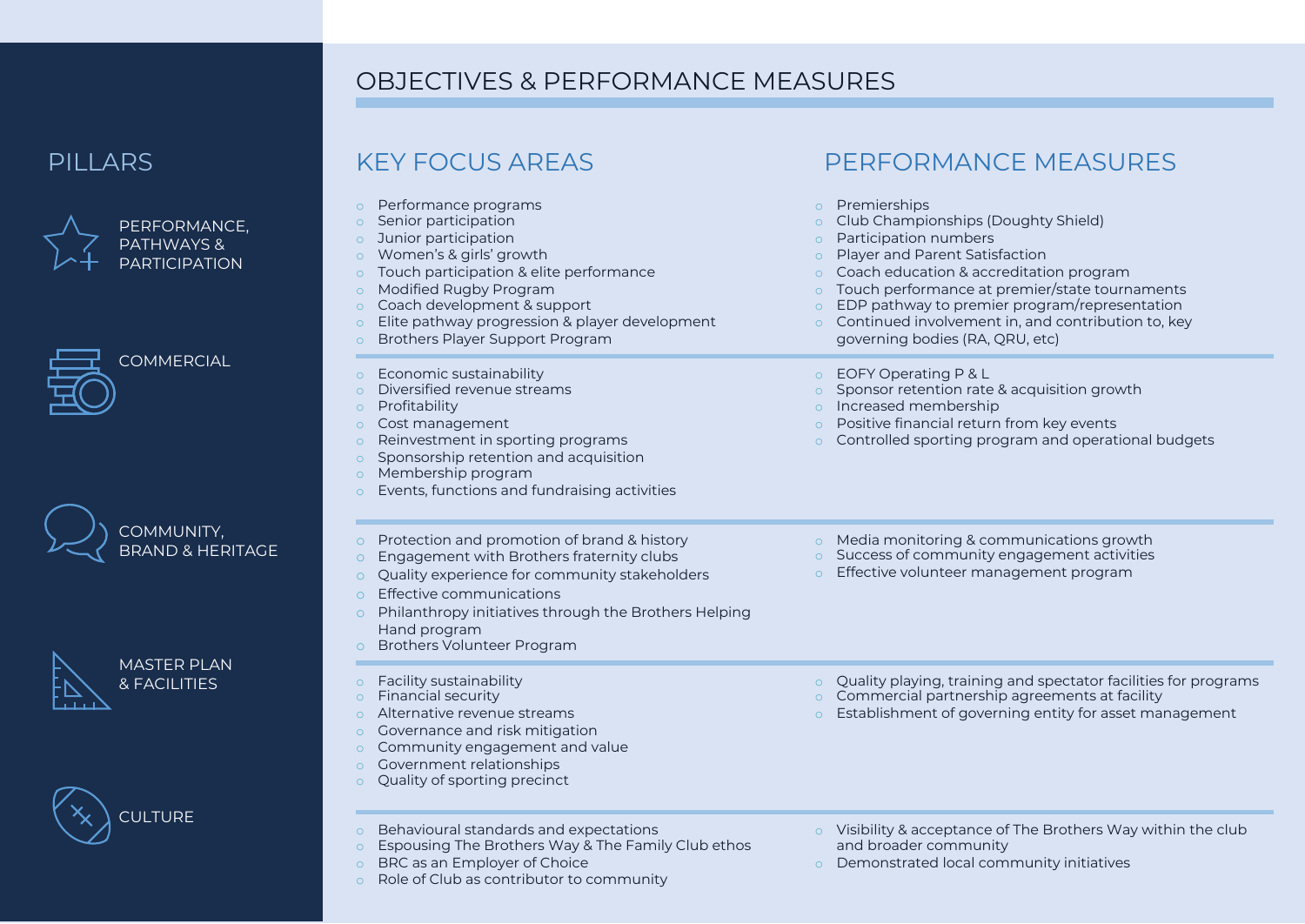# OBJECTIVES & PERFORMANCE MEASURES

| PILLARS | KEY FOCUS AREAS | PERFORMANCE MEASURES |
|---|---|---|
| PERFORMANCE, PATHWAYS & PARTICIPATION | ○ Performance programs<br>○ Senior participation<br>○ Junior participation<br>○ Women's & girls' growth<br>○ Touch participation & elite performance<br>○ Modified Rugby Program<br>○ Coach development & support<br>○ Elite pathway progression & player development<br>○ Brothers Player Support Program | ○ Premierships<br>○ Club Championships (Doughty Shield)<br>○ Participation numbers<br>○ Player and Parent Satisfaction<br>○ Coach education & accreditation program<br>○ Touch performance at premier/state tournaments<br>○ EDP pathway to premier program/representation<br>○ Continued involvement in, and contribution to, key governing bodies (RA, QRU, etc) |
| COMMERCIAL | ○ Economic sustainability<br>○ Diversified revenue streams<br>○ Profitability<br>○ Cost management<br>○ Reinvestment in sporting programs<br>○ Sponsorship retention and acquisition<br>○ Membership program<br>○ Events, functions and fundraising activities | ○ EOFY Operating P & L<br>○ Sponsor retention rate & acquisition growth<br>○ Increased membership<br>○ Positive financial return from key events<br>○ Controlled sporting program and operational budgets |
| COMMUNITY, BRAND & HERITAGE | ○ Protection and promotion of brand & history<br>○ Engagement with Brothers fraternity clubs<br>○ Quality experience for community stakeholders<br>○ Effective communications<br>○ Philanthropy initiatives through the Brothers Helping Hand program<br>○ Brothers Volunteer Program | ○ Media monitoring & communications growth<br>○ Success of community engagement activities<br>○ Effective volunteer management program |
| MASTER PLAN & FACILITIES | ○ Facility sustainability<br>○ Financial security<br>○ Alternative revenue streams<br>○ Governance and risk mitigation<br>○ Community engagement and value<br>○ Government relationships<br>○ Quality of sporting precinct | ○ Quality playing, training and spectator facilities for programs<br>○ Commercial partnership agreements at facility<br>○ Establishment of governing entity for asset management |
| CULTURE | ○ Behavioural standards and expectations<br>○ Espousing The Brothers Way & The Family Club ethos<br>○ BRC as an Employer of Choice<br>○ Role of Club as contributor to community | ○ Visibility & acceptance of The Brothers Way within the club and broader community<br>○ Demonstrated local community initiatives |